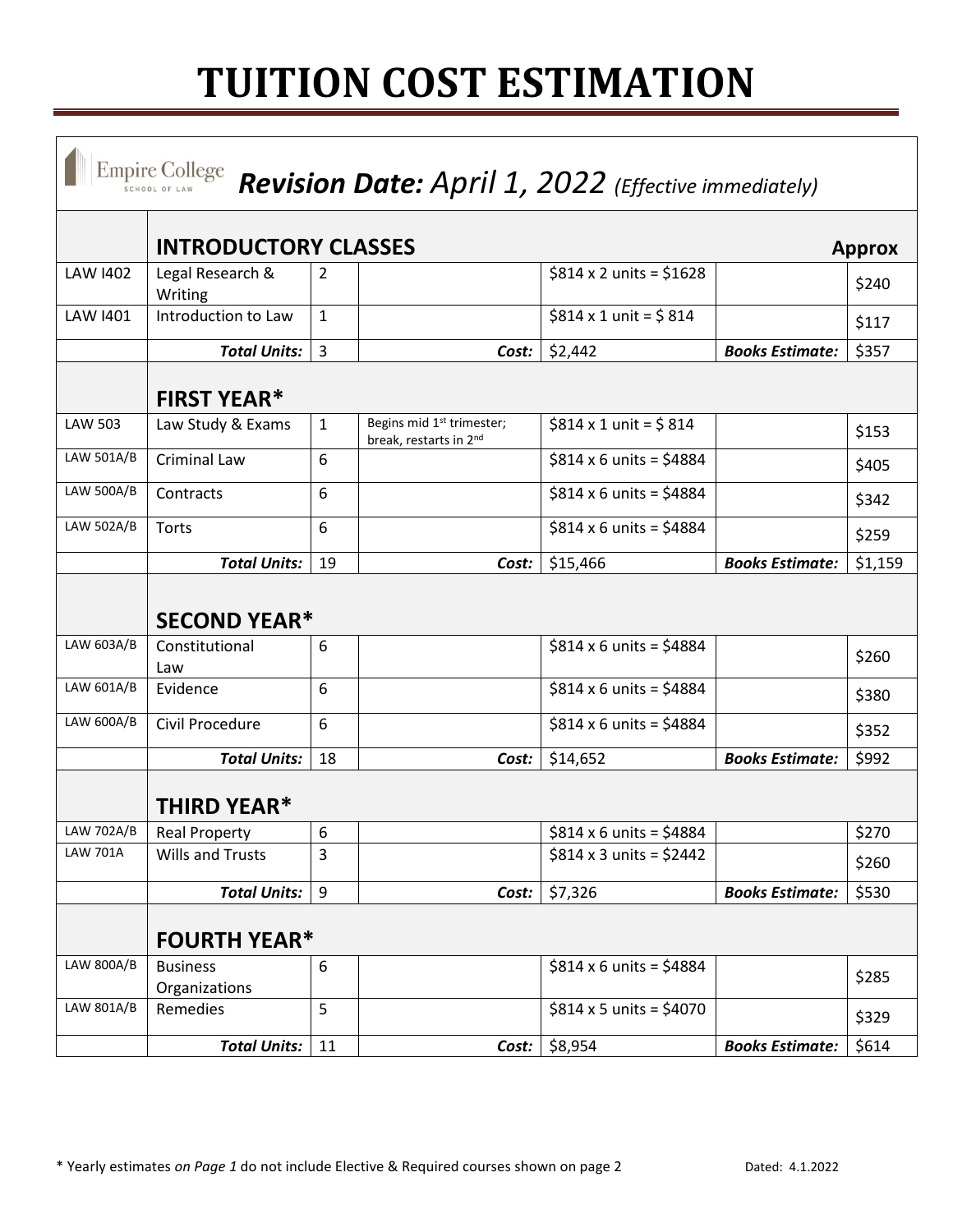# TUITION COST ESTIMATION

Empire College SCHOOL OF LAW ***Revision Date:*** *April 1, 2022 (Effective immediately)*

| | | | | | | |
|---|---|---|---|---|---|---|
| | **INTRODUCTORY CLASSES** | | | | | **Approx** |
| LAW I402 | Legal Research & Writing | 2 | | $814 x 2 units = $1628 | | $240 |
| LAW I401 | Introduction to Law | 1 | | $814 x 1 unit = $ 814 | | $117 |
| | ***Total Units:*** | 3 | ***Cost:*** | $2,442 | ***Books Estimate:*** | $357 |
| | **FIRST YEAR*** | | | | | |
| LAW 503 | Law Study & Exams | 1 | Begins mid 1st trimester; break, restarts in 2nd | $814 x 1 unit = $ 814 | | $153 |
| LAW 501A/B | Criminal Law | 6 | | $814 x 6 units = $4884 | | $405 |
| LAW 500A/B | Contracts | 6 | | $814 x 6 units = $4884 | | $342 |
| LAW 502A/B | Torts | 6 | | $814 x 6 units = $4884 | | $259 |
| | ***Total Units:*** | 19 | ***Cost:*** | $15,466 | ***Books Estimate:*** | $1,159 |
| | **SECOND YEAR*** | | | | | |
| LAW 603A/B | Constitutional Law | 6 | | $814 x 6 units = $4884 | | $260 |
| LAW 601A/B | Evidence | 6 | | $814 x 6 units = $4884 | | $380 |
| LAW 600A/B | Civil Procedure | 6 | | $814 x 6 units = $4884 | | $352 |
| | ***Total Units:*** | 18 | ***Cost:*** | $14,652 | ***Books Estimate:*** | $992 |
| | **THIRD YEAR*** | | | | | |
| LAW 702A/B | Real Property | 6 | | $814 x 6 units = $4884 | | $270 |
| LAW 701A | Wills and Trusts | 3 | | $814 x 3 units = $2442 | | $260 |
| | ***Total Units:*** | 9 | ***Cost:*** | $7,326 | ***Books Estimate:*** | $530 |
| | **FOURTH YEAR*** | | | | | |
| LAW 800A/B | Business Organizations | 6 | | $814 x 6 units = $4884 | | $285 |
| LAW 801A/B | Remedies | 5 | | $814 x 5 units = $4070 | | $329 |
| | ***Total Units:*** | 11 | ***Cost:*** | $8,954 | ***Books Estimate:*** | $614 |

* Yearly estimates *on Page 1* do not include Elective & Required courses shown on page 2 Dated: 4.1.2022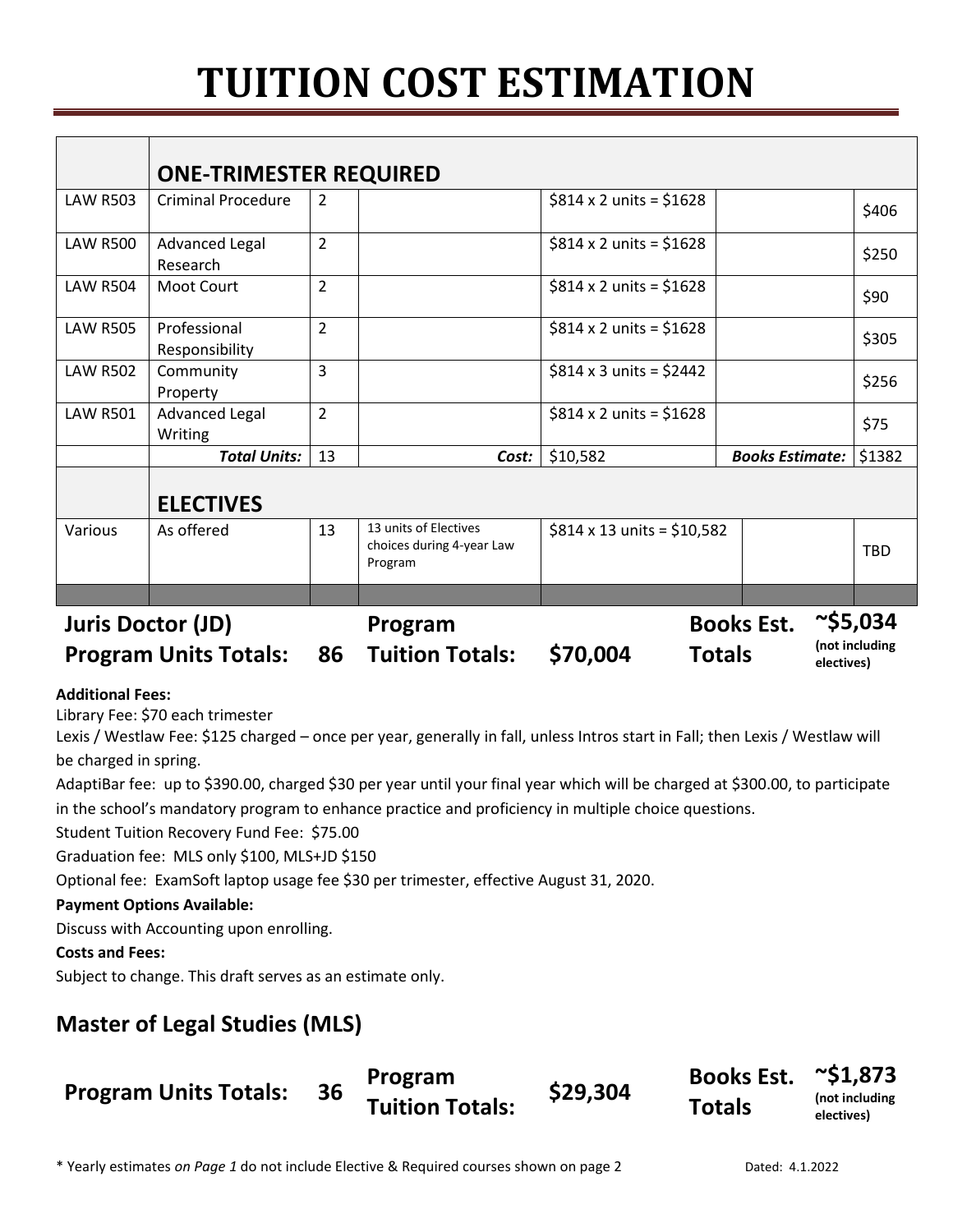# TUITION COST ESTIMATION

| | | | | | | |
|---|---|---|---|---|---|---|
| | **ONE-TRIMESTER REQUIRED** | | | | | |
| LAW R503 | Criminal Procedure | 2 | | $814 x 2 units = $1628 | | $406 |
| LAW R500 | Advanced Legal Research | 2 | | $814 x 2 units = $1628 | | $250 |
| LAW R504 | Moot Court | 2 | | $814 x 2 units = $1628 | | $90 |
| LAW R505 | Professional Responsibility | 2 | | $814 x 2 units = $1628 | | $305 |
| LAW R502 | Community Property | 3 | | $814 x 3 units = $2442 | | $256 |
| LAW R501 | Advanced Legal Writing | 2 | | $814 x 2 units = $1628 | | $75 |
| | ***Total Units:*** | 13 | ***Cost:*** | $10,582 | ***Books Estimate:*** | $1382 |
| | **ELECTIVES** | | | | | |
| Various | As offered | 13 | 13 units of Electives choices during 4-year Law Program | $814 x 13 units = $10,582 | | TBD |

**Juris Doctor (JD) Program Units Totals: 86** | **Program Tuition Totals: $70,004** | **Books Est. Totals ~$5,034** **(not including electives)**

**Additional Fees:**

Library Fee: $70 each trimester

Lexis / Westlaw Fee: $125 charged – once per year, generally in fall, unless Intros start in Fall; then Lexis / Westlaw will be charged in spring.

AdaptiBar fee: up to $390.00, charged $30 per year until your final year which will be charged at $300.00, to participate in the school's mandatory program to enhance practice and proficiency in multiple choice questions.

Student Tuition Recovery Fund Fee: $75.00

Graduation fee: MLS only $100, MLS+JD $150

Optional fee: ExamSoft laptop usage fee $30 per trimester, effective August 31, 2020.

**Payment Options Available:**

Discuss with Accounting upon enrolling.

**Costs and Fees:**

Subject to change. This draft serves as an estimate only.

## Master of Legal Studies (MLS)

**Program Units Totals: 36** | **Program Tuition Totals: $29,304** | **Books Est. Totals ~$1,873** **(not including electives)**

\* Yearly estimates *on Page 1* do not include Elective & Required courses shown on page 2

Dated: 4.1.2022